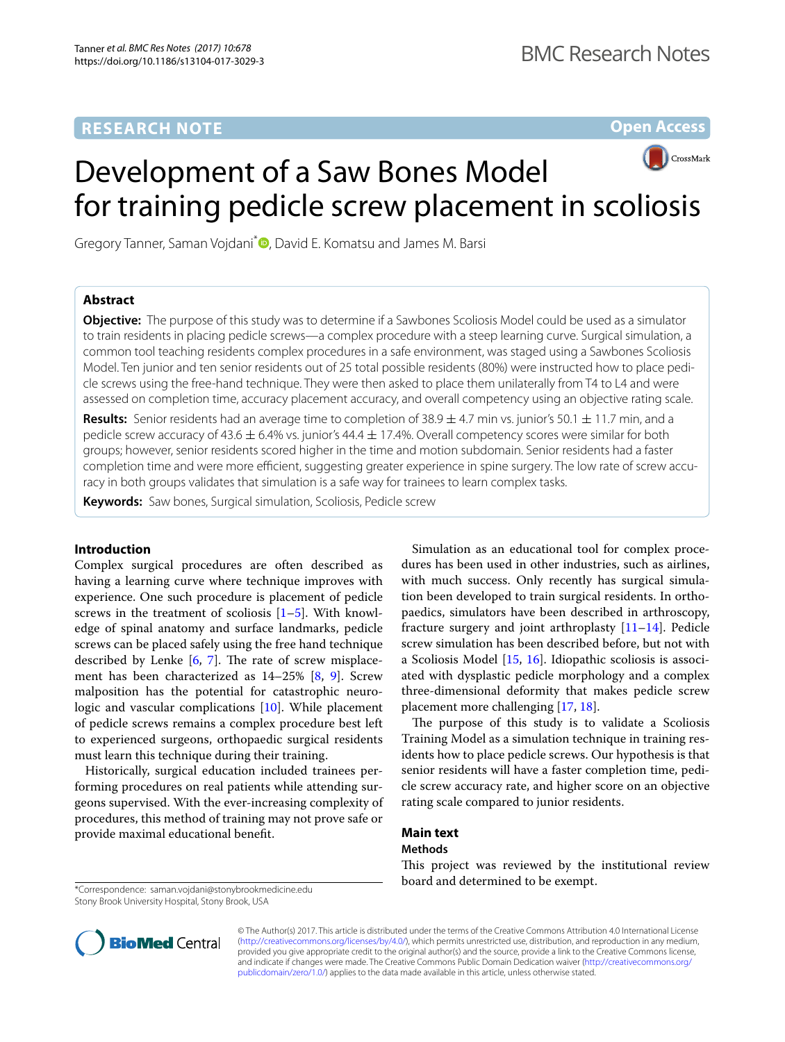RESEARCH NOTE

Open Access

# Development of a Saw Bones Model for training pedicle screw placement in scoliosis

Gregory Tanner, Saman Vojdani*, David E. Komatsu and James M. Barsi

## Abstract

**Objective:** The purpose of this study was to determine if a Sawbones Scoliosis Model could be used as a simulator to train residents in placing pedicle screws—a complex procedure with a steep learning curve. Surgical simulation, a common tool teaching residents complex procedures in a safe environment, was staged using a Sawbones Scoliosis Model. Ten junior and ten senior residents out of 25 total possible residents (80%) were instructed how to place pedicle screws using the free-hand technique. They were then asked to place them unilaterally from T4 to L4 and were assessed on completion time, accuracy placement accuracy, and overall competency using an objective rating scale.

**Results:** Senior residents had an average time to completion of 38.9 ± 4.7 min vs. junior's 50.1 ± 11.7 min, and a pedicle screw accuracy of 43.6 ± 6.4% vs. junior's 44.4 ± 17.4%. Overall competency scores were similar for both groups; however, senior residents scored higher in the time and motion subdomain. Senior residents had a faster completion time and were more efficient, suggesting greater experience in spine surgery. The low rate of screw accuracy in both groups validates that simulation is a safe way for trainees to learn complex tasks.

**Keywords:** Saw bones, Surgical simulation, Scoliosis, Pedicle screw

## Introduction

Complex surgical procedures are often described as having a learning curve where technique improves with experience. One such procedure is placement of pedicle screws in the treatment of scoliosis [1–5]. With knowledge of spinal anatomy and surface landmarks, pedicle screws can be placed safely using the free hand technique described by Lenke [6, 7]. The rate of screw misplacement has been characterized as 14–25% [8, 9]. Screw malposition has the potential for catastrophic neurologic and vascular complications [10]. While placement of pedicle screws remains a complex procedure best left to experienced surgeons, orthopaedic surgical residents must learn this technique during their training.

Historically, surgical education included trainees performing procedures on real patients while attending surgeons supervised. With the ever-increasing complexity of procedures, this method of training may not prove safe or provide maximal educational benefit.

Simulation as an educational tool for complex procedures has been used in other industries, such as airlines, with much success. Only recently has surgical simulation been developed to train surgical residents. In orthopaedics, simulators have been described in arthroscopy, fracture surgery and joint arthroplasty [11–14]. Pedicle screw simulation has been described before, but not with a Scoliosis Model [15, 16]. Idiopathic scoliosis is associated with dysplastic pedicle morphology and a complex three-dimensional deformity that makes pedicle screw placement more challenging [17, 18].

The purpose of this study is to validate a Scoliosis Training Model as a simulation technique in training residents how to place pedicle screws. Our hypothesis is that senior residents will have a faster completion time, pedicle screw accuracy rate, and higher score on an objective rating scale compared to junior residents.

## Main text

### Methods

This project was reviewed by the institutional review board and determined to be exempt.

*Correspondence: saman.vojdani@stonybrookmedicine.edu
Stony Brook University Hospital, Stony Brook, USA

© The Author(s) 2017. This article is distributed under the terms of the Creative Commons Attribution 4.0 International License (http://creativecommons.org/licenses/by/4.0/), which permits unrestricted use, distribution, and reproduction in any medium, provided you give appropriate credit to the original author(s) and the source, provide a link to the Creative Commons license, and indicate if changes were made. The Creative Commons Public Domain Dedication waiver (http://creativecommons.org/publicdomain/zero/1.0/) applies to the data made available in this article, unless otherwise stated.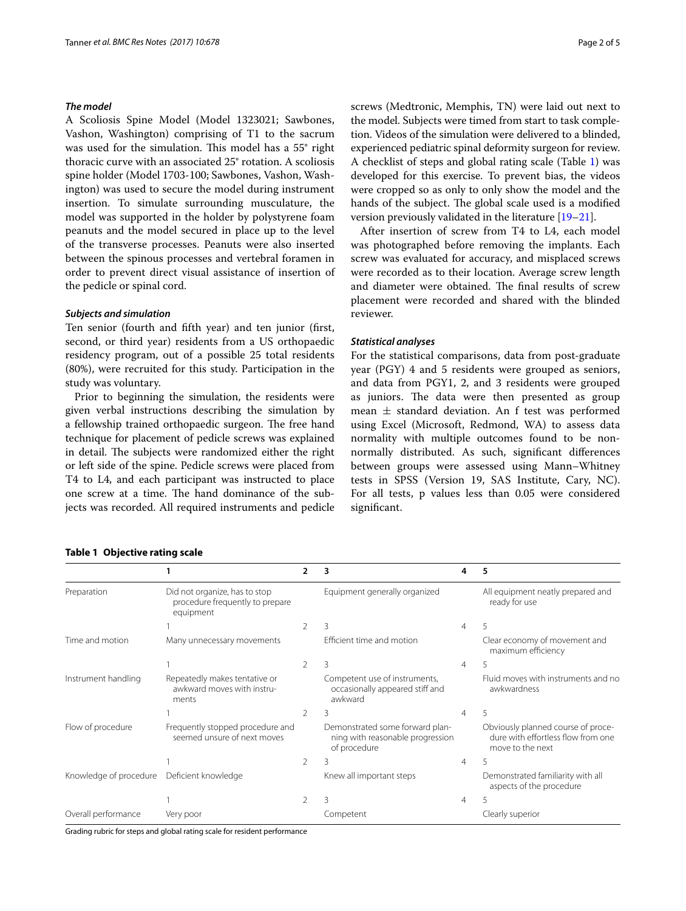### *The model*

A Scoliosis Spine Model (Model 1323021; Sawbones, Vashon, Washington) comprising of T1 to the sacrum was used for the simulation. This model has a 55° right thoracic curve with an associated 25° rotation. A scoliosis spine holder (Model 1703-100; Sawbones, Vashon, Washington) was used to secure the model during instrument insertion. To simulate surrounding musculature, the model was supported in the holder by polystyrene foam peanuts and the model secured in place up to the level of the transverse processes. Peanuts were also inserted between the spinous processes and vertebral foramen in order to prevent direct visual assistance of insertion of the pedicle or spinal cord.

### *Subjects and simulation*

Ten senior (fourth and fifth year) and ten junior (first, second, or third year) residents from a US orthopaedic residency program, out of a possible 25 total residents (80%), were recruited for this study. Participation in the study was voluntary.

Prior to beginning the simulation, the residents were given verbal instructions describing the simulation by a fellowship trained orthopaedic surgeon. The free hand technique for placement of pedicle screws was explained in detail. The subjects were randomized either the right or left side of the spine. Pedicle screws were placed from T4 to L4, and each participant was instructed to place one screw at a time. The hand dominance of the subjects was recorded. All required instruments and pedicle screws (Medtronic, Memphis, TN) were laid out next to the model. Subjects were timed from start to task completion. Videos of the simulation were delivered to a blinded, experienced pediatric spinal deformity surgeon for review. A checklist of steps and global rating scale (Table 1) was developed for this exercise. To prevent bias, the videos were cropped so as only to only show the model and the hands of the subject. The global scale used is a modified version previously validated in the literature [19–21].

After insertion of screw from T4 to L4, each model was photographed before removing the implants. Each screw was evaluated for accuracy, and misplaced screws were recorded as to their location. Average screw length and diameter were obtained. The final results of screw placement were recorded and shared with the blinded reviewer.

### *Statistical analyses*

For the statistical comparisons, data from post-graduate year (PGY) 4 and 5 residents were grouped as seniors, and data from PGY1, 2, and 3 residents were grouped as juniors. The data were then presented as group mean ± standard deviation. An f test was performed using Excel (Microsoft, Redmond, WA) to assess data normality with multiple outcomes found to be non-normally distributed. As such, significant differences between groups were assessed using Mann–Whitney tests in SPSS (Version 19, SAS Institute, Cary, NC). For all tests, p values less than 0.05 were considered significant.

**Table 1 Objective rating scale**

| | 1 | 2 | 3 | 4 | 5 |
|---|---|---|---|---|---|
| Preparation | Did not organize, has to stop procedure frequently to prepare equipment | | Equipment generally organized | | All equipment neatly prepared and ready for use |
| | 1 | 2 | 3 | 4 | 5 |
| Time and motion | Many unnecessary movements | | Efficient time and motion | | Clear economy of movement and maximum efficiency |
| | 1 | 2 | 3 | 4 | 5 |
| Instrument handling | Repeatedly makes tentative or awkward moves with instruments | | Competent use of instruments, occasionally appeared stiff and awkward | | Fluid moves with instruments and no awkwardness |
| | 1 | 2 | 3 | 4 | 5 |
| Flow of procedure | Frequently stopped procedure and seemed unsure of next moves | | Demonstrated some forward planning with reasonable progression of procedure | | Obviously planned course of procedure with effortless flow from one move to the next |
| | 1 | 2 | 3 | 4 | 5 |
| Knowledge of procedure | Deficient knowledge | | Knew all important steps | | Demonstrated familiarity with all aspects of the procedure |
| | 1 | 2 | 3 | 4 | 5 |
| Overall performance | Very poor | | Competent | | Clearly superior |

Grading rubric for steps and global rating scale for resident performance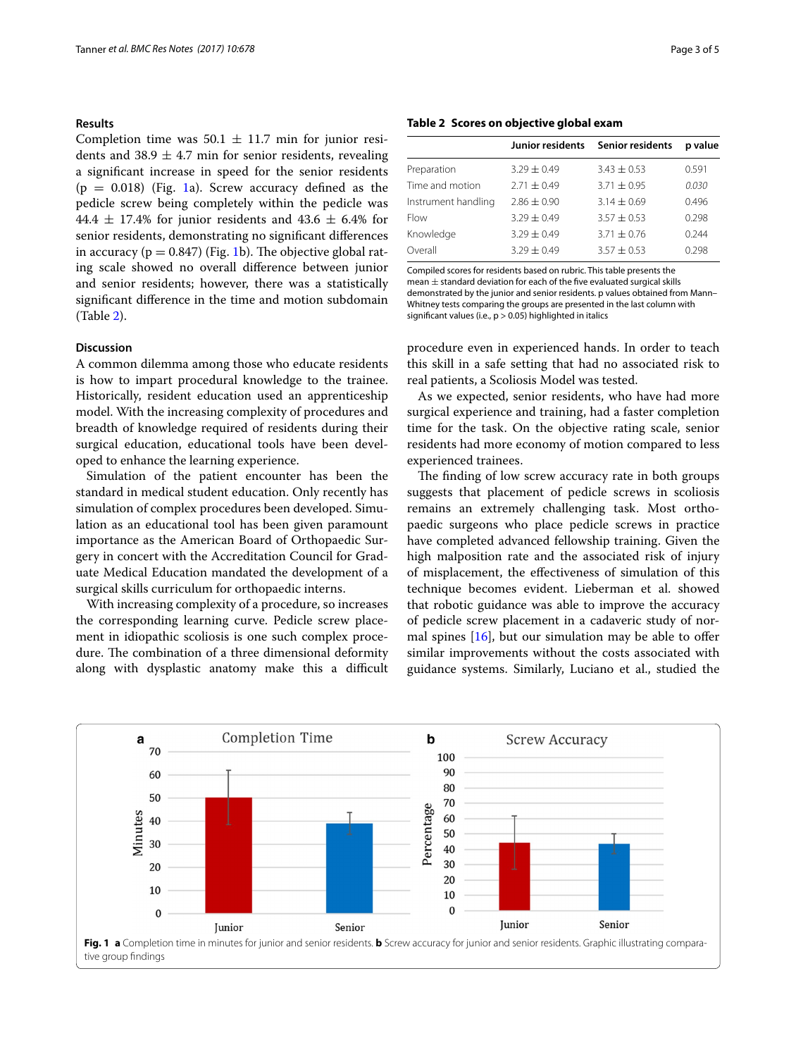## Results

Completion time was 50.1 ± 11.7 min for junior residents and 38.9 ± 4.7 min for senior residents, revealing a significant increase in speed for the senior residents ($p = 0.018$) (Fig. 1a). Screw accuracy defined as the pedicle screw being completely within the pedicle was 44.4 ± 17.4% for junior residents and 43.6 ± 6.4% for senior residents, demonstrating no significant differences in accuracy ($p = 0.847$) (Fig. 1b). The objective global rating scale showed no overall difference between junior and senior residents; however, there was a statistically significant difference in the time and motion subdomain (Table 2).

**Table 2 Scores on objective global exam**

| | Junior residents | Senior residents | p value |
|---|---|---|---|
| Preparation | 3.29 ± 0.49 | 3.43 ± 0.53 | 0.591 |
| Time and motion | 2.71 ± 0.49 | 3.71 ± 0.95 | *0.030* |
| Instrument handling | 2.86 ± 0.90 | 3.14 ± 0.69 | 0.496 |
| Flow | 3.29 ± 0.49 | 3.57 ± 0.53 | 0.298 |
| Knowledge | 3.29 ± 0.49 | 3.71 ± 0.76 | 0.244 |
| Overall | 3.29 ± 0.49 | 3.57 ± 0.53 | 0.298 |

Compiled scores for residents based on rubric. This table presents the mean ± standard deviation for each of the five evaluated surgical skills demonstrated by the junior and senior residents. p values obtained from Mann–Whitney tests comparing the groups are presented in the last column with significant values (i.e., $p > 0.05$) highlighted in italics

## Discussion

A common dilemma among those who educate residents is how to impart procedural knowledge to the trainee. Historically, resident education used an apprenticeship model. With the increasing complexity of procedures and breadth of knowledge required of residents during their surgical education, educational tools have been developed to enhance the learning experience.

Simulation of the patient encounter has been the standard in medical student education. Only recently has simulation of complex procedures been developed. Simulation as an educational tool has been given paramount importance as the American Board of Orthopaedic Surgery in concert with the Accreditation Council for Graduate Medical Education mandated the development of a surgical skills curriculum for orthopaedic interns.

With increasing complexity of a procedure, so increases the corresponding learning curve. Pedicle screw placement in idiopathic scoliosis is one such complex procedure. The combination of a three dimensional deformity along with dysplastic anatomy make this a difficult procedure even in experienced hands. In order to teach this skill in a safe setting that had no associated risk to real patients, a Scoliosis Model was tested.

As we expected, senior residents, who have had more surgical experience and training, had a faster completion time for the task. On the objective rating scale, senior residents had more economy of motion compared to less experienced trainees.

The finding of low screw accuracy rate in both groups suggests that placement of pedicle screws in scoliosis remains an extremely challenging task. Most orthopaedic surgeons who place pedicle screws in practice have completed advanced fellowship training. Given the high malposition rate and the associated risk of injury of misplacement, the effectiveness of simulation of this technique becomes evident. Lieberman et al. showed that robotic guidance was able to improve the accuracy of pedicle screw placement in a cadaveric study of normal spines [16], but our simulation may be able to offer similar improvements without the costs associated with guidance systems. Similarly, Luciano et al., studied the

**Fig. 1** **a** Completion time in minutes for junior and senior residents. **b** Screw accuracy for junior and senior residents. Graphic illustrating comparative group findings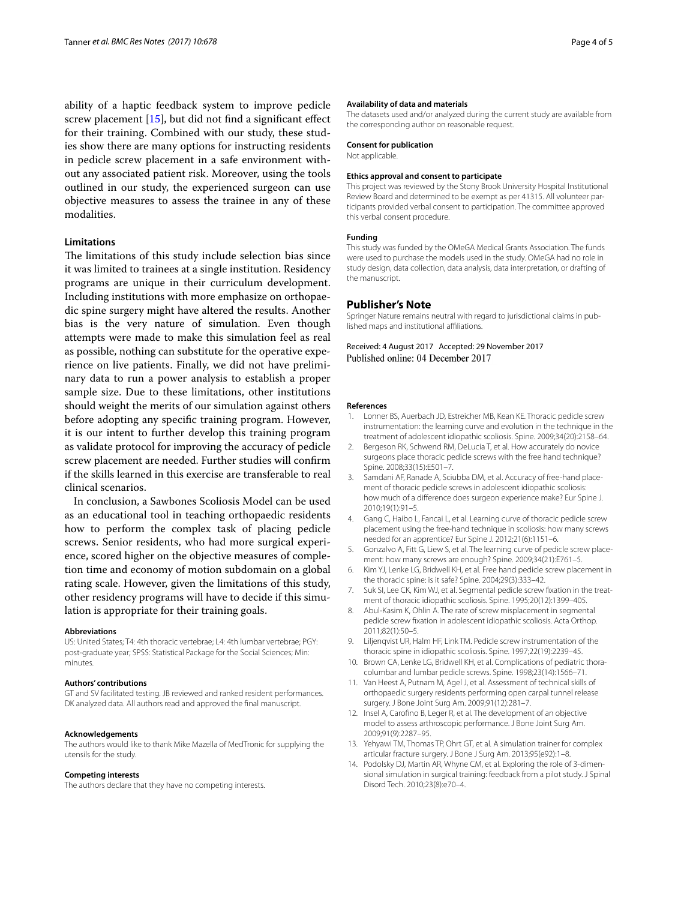ability of a haptic feedback system to improve pedicle screw placement [15], but did not find a significant effect for their training. Combined with our study, these studies show there are many options for instructing residents in pedicle screw placement in a safe environment without any associated patient risk. Moreover, using the tools outlined in our study, the experienced surgeon can use objective measures to assess the trainee in any of these modalities.

### Limitations

The limitations of this study include selection bias since it was limited to trainees at a single institution. Residency programs are unique in their curriculum development. Including institutions with more emphasize on orthopaedic spine surgery might have altered the results. Another bias is the very nature of simulation. Even though attempts were made to make this simulation feel as real as possible, nothing can substitute for the operative experience on live patients. Finally, we did not have preliminary data to run a power analysis to establish a proper sample size. Due to these limitations, other institutions should weight the merits of our simulation against others before adopting any specific training program. However, it is our intent to further develop this training program as validate protocol for improving the accuracy of pedicle screw placement are needed. Further studies will confirm if the skills learned in this exercise are transferable to real clinical scenarios.

In conclusion, a Sawbones Scoliosis Model can be used as an educational tool in teaching orthopaedic residents how to perform the complex task of placing pedicle screws. Senior residents, who had more surgical experience, scored higher on the objective measures of completion time and economy of motion subdomain on a global rating scale. However, given the limitations of this study, other residency programs will have to decide if this simulation is appropriate for their training goals.

#### Abbreviations

US: United States; T4: 4th thoracic vertebrae; L4: 4th lumbar vertebrae; PGY: post-graduate year; SPSS: Statistical Package for the Social Sciences; Min: minutes.

#### Authors' contributions

GT and SV facilitated testing. JB reviewed and ranked resident performances. DK analyzed data. All authors read and approved the final manuscript.

#### Acknowledgements

The authors would like to thank Mike Mazella of MedTronic for supplying the utensils for the study.

#### Competing interests

The authors declare that they have no competing interests.

#### Availability of data and materials

The datasets used and/or analyzed during the current study are available from the corresponding author on reasonable request.

#### Consent for publication

Not applicable.

#### Ethics approval and consent to participate

This project was reviewed by the Stony Brook University Hospital Institutional Review Board and determined to be exempt as per 41315. All volunteer participants provided verbal consent to participation. The committee approved this verbal consent procedure.

#### Funding

This study was funded by the OMeGA Medical Grants Association. The funds were used to purchase the models used in the study. OMeGA had no role in study design, data collection, data analysis, data interpretation, or drafting of the manuscript.

## Publisher's Note

Springer Nature remains neutral with regard to jurisdictional claims in published maps and institutional affiliations.

Received: 4 August 2017 Accepted: 29 November 2017
Published online: 04 December 2017

#### References

1. Lonner BS, Auerbach JD, Estreicher MB, Kean KE. Thoracic pedicle screw instrumentation: the learning curve and evolution in the technique in the treatment of adolescent idiopathic scoliosis. Spine. 2009;34(20):2158–64.
2. Bergeson RK, Schwend RM, DeLucia T, et al. How accurately do novice surgeons place thoracic pedicle screws with the free hand technique? Spine. 2008;33(15):E501–7.
3. Samdani AF, Ranade A, Sciubba DM, et al. Accuracy of free-hand placement of thoracic pedicle screws in adolescent idiopathic scoliosis: how much of a difference does surgeon experience make? Eur Spine J. 2010;19(1):91–5.
4. Gang C, Haibo L, Fancai L, et al. Learning curve of thoracic pedicle screw placement using the free-hand technique in scoliosis: how many screws needed for an apprentice? Eur Spine J. 2012;21(6):1151–6.
5. Gonzalvo A, Fitt G, Liew S, et al. The learning curve of pedicle screw placement: how many screws are enough? Spine. 2009;34(21):E761–5.
6. Kim YJ, Lenke LG, Bridwell KH, et al. Free hand pedicle screw placement in the thoracic spine: is it safe? Spine. 2004;29(3):333–42.
7. Suk SI, Lee CK, Kim WJ, et al. Segmental pedicle screw fixation in the treatment of thoracic idiopathic scoliosis. Spine. 1995;20(12):1399–405.
8. Abul-Kasim K, Ohlin A. The rate of screw misplacement in segmental pedicle screw fixation in adolescent idiopathic scoliosis. Acta Orthop. 2011;82(1):50–5.
9. Liljenqvist UR, Halm HF, Link TM. Pedicle screw instrumentation of the thoracic spine in idiopathic scoliosis. Spine. 1997;22(19):2239–45.
10. Brown CA, Lenke LG, Bridwell KH, et al. Complications of pediatric thoracolumbar and lumbar pedicle screws. Spine. 1998;23(14):1566–71.
11. Van Heest A, Putnam M, Agel J, et al. Assessment of technical skills of orthopaedic surgery residents performing open carpal tunnel release surgery. J Bone Joint Surg Am. 2009;91(12):281–7.
12. Insel A, Carofino B, Leger R, et al. The development of an objective model to assess arthroscopic performance. J Bone Joint Surg Am. 2009;91(9):2287–95.
13. Yehyawi TM, Thomas TP, Ohrt GT, et al. A simulation trainer for complex articular fracture surgery. J Bone J Surg Am. 2013;95(e92):1–8.
14. Podolsky DJ, Martin AR, Whyne CM, et al. Exploring the role of 3-dimensional simulation in surgical training: feedback from a pilot study. J Spinal Disord Tech. 2010;23(8):e70–4.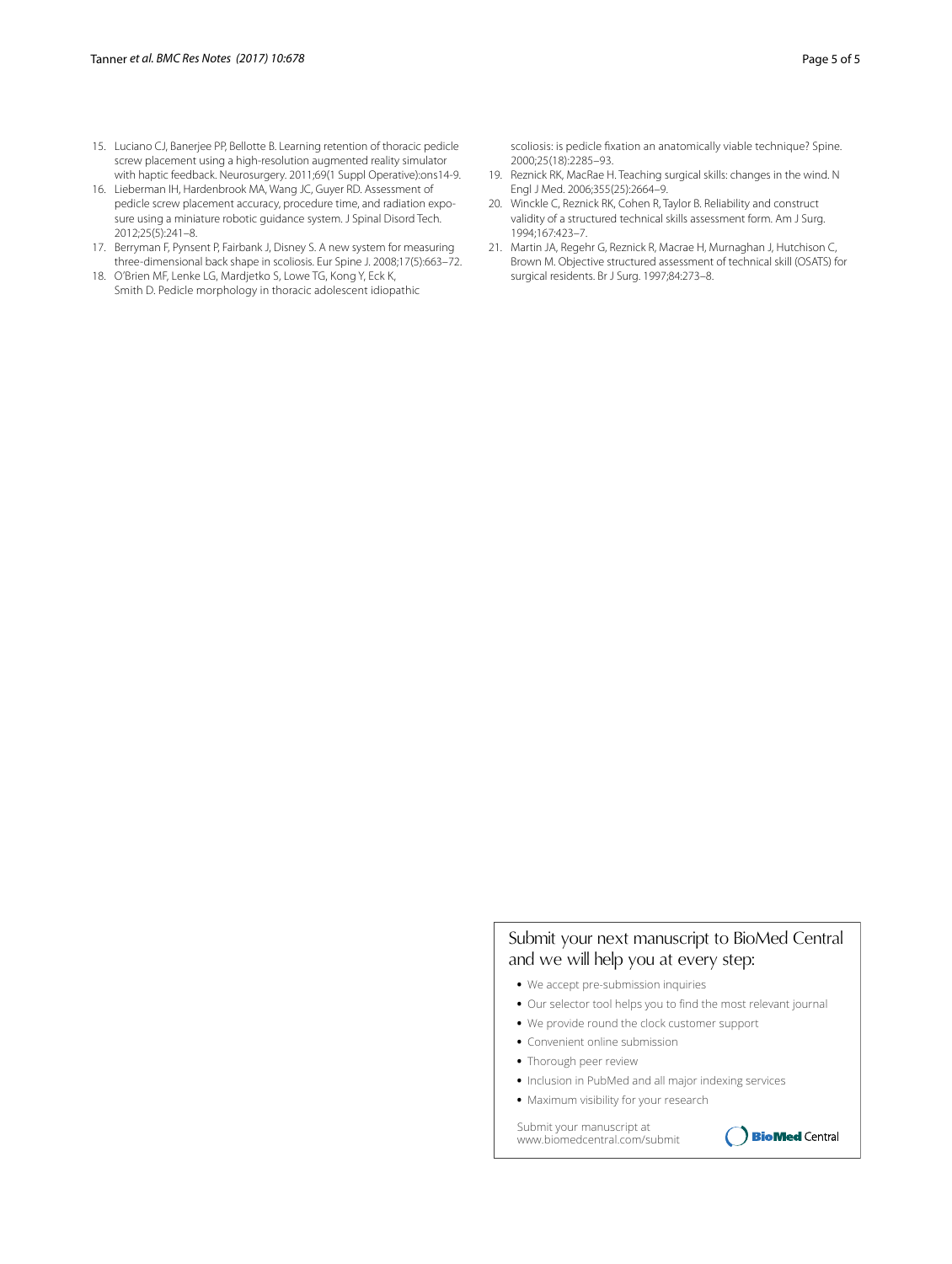15. Luciano CJ, Banerjee PP, Bellotte B. Learning retention of thoracic pedicle screw placement using a high-resolution augmented reality simulator with haptic feedback. Neurosurgery. 2011;69(1 Suppl Operative):ons14-9.
16. Lieberman IH, Hardenbrook MA, Wang JC, Guyer RD. Assessment of pedicle screw placement accuracy, procedure time, and radiation exposure using a miniature robotic guidance system. J Spinal Disord Tech. 2012;25(5):241–8.
17. Berryman F, Pynsent P, Fairbank J, Disney S. A new system for measuring three-dimensional back shape in scoliosis. Eur Spine J. 2008;17(5):663–72.
18. O'Brien MF, Lenke LG, Mardjetko S, Lowe TG, Kong Y, Eck K, Smith D. Pedicle morphology in thoracic adolescent idiopathic scoliosis: is pedicle fixation an anatomically viable technique? Spine. 2000;25(18):2285–93.
19. Reznick RK, MacRae H. Teaching surgical skills: changes in the wind. N Engl J Med. 2006;355(25):2664–9.
20. Winckle C, Reznick RK, Cohen R, Taylor B. Reliability and construct validity of a structured technical skills assessment form. Am J Surg. 1994;167:423–7.
21. Martin JA, Regehr G, Reznick R, Macrae H, Murnaghan J, Hutchison C, Brown M. Objective structured assessment of technical skill (OSATS) for surgical residents. Br J Surg. 1997;84:273–8.

Submit your next manuscript to BioMed Central and we will help you at every step:

- We accept pre-submission inquiries
- Our selector tool helps you to find the most relevant journal
- We provide round the clock customer support
- Convenient online submission
- Thorough peer review
- Inclusion in PubMed and all major indexing services
- Maximum visibility for your research

Submit your manuscript at www.biomedcentral.com/submit

BioMed Central